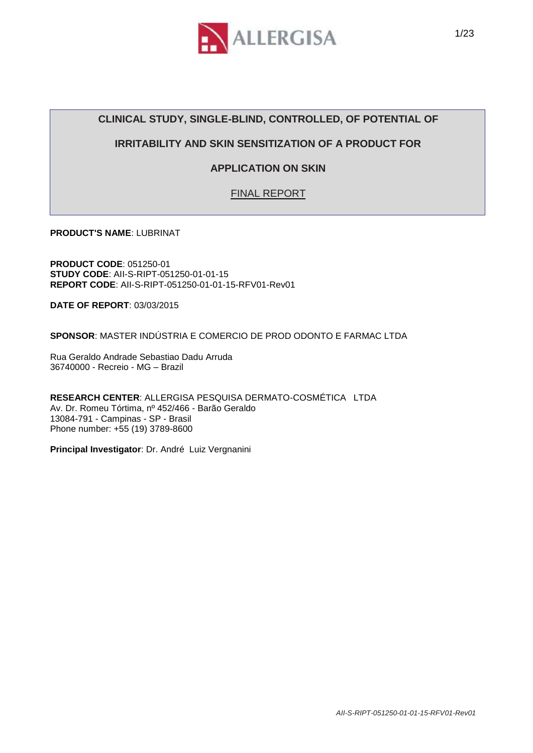# CLINICAL STUDY, SINGLE-BLIND, CONTROLLED, OF POTENTIAL OF IRRITABILITY AND SKIN SENSITIZATION OF A PRODUCT FOR APPLICATION ON SKIN

## FINAL REPORT

**PRODUCT'S NAME**: LUBRINAT

**PRODUCT CODE**: 051250-01
**STUDY CODE**: AII-S-RIPT-051250-01-01-15
**REPORT CODE**: AII-S-RIPT-051250-01-01-15-RFV01-Rev01

**DATE OF REPORT**: 03/03/2015

**SPONSOR**: MASTER INDÚSTRIA E COMERCIO DE PROD ODONTO E FARMAC LTDA

Rua Geraldo Andrade Sebastiao Dadu Arruda
36740000 - Recreio - MG – Brazil

**RESEARCH CENTER**: ALLERGISA PESQUISA DERMATO-COSMÉTICA LTDA
Av. Dr. Romeu Tórtima, nº 452/466 - Barão Geraldo
13084-791 - Campinas - SP - Brasil
Phone number: +55 (19) 3789-8600

**Principal Investigator**: Dr. André Luiz Vergnanini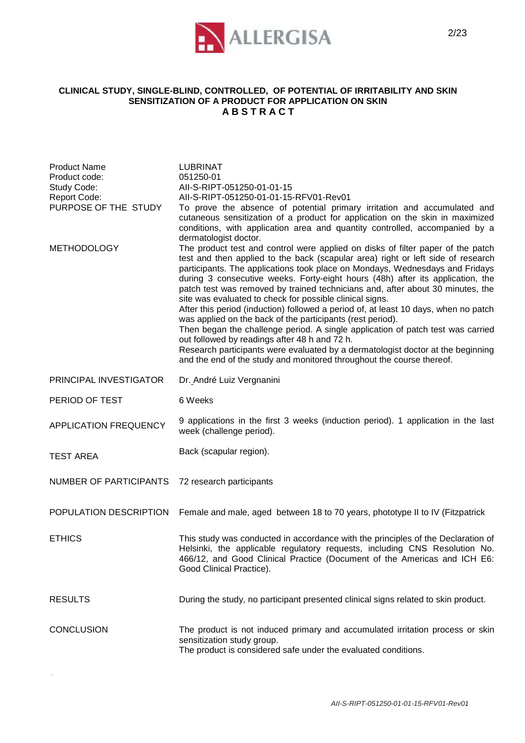**CLINICAL STUDY, SINGLE-BLIND, CONTROLLED, OF POTENTIAL OF IRRITABILITY AND SKIN SENSITIZATION OF A PRODUCT FOR APPLICATION ON SKIN**

**A B S T R A C T**

| | |
|---|---|
| Product Name | LUBRINAT |
| Product code: | 051250-01 |
| Study Code: | All-S-RIPT-051250-01-01-15 |
| Report Code: | All-S-RIPT-051250-01-01-15-RFV01-Rev01 |
| PURPOSE OF THE STUDY | To prove the absence of potential primary irritation and accumulated and cutaneous sensitization of a product for application on the skin in maximized conditions, with application area and quantity controlled, accompanied by a dermatologist doctor. |
| METHODOLOGY | The product test and control were applied on disks of filter paper of the patch test and then applied to the back (scapular area) right or left side of research participants. The applications took place on Mondays, Wednesdays and Fridays during 3 consecutive weeks. Forty-eight hours (48h) after its application, the patch test was removed by trained technicians and, after about 30 minutes, the site was evaluated to check for possible clinical signs.<br>After this period (induction) followed a period of, at least 10 days, when no patch was applied on the back of the participants (rest period).<br>Then began the challenge period. A single application of patch test was carried out followed by readings after 48 h and 72 h.<br>Research participants were evaluated by a dermatologist doctor at the beginning and the end of the study and monitored throughout the course thereof. |
| PRINCIPAL INVESTIGATOR | Dr. André Luiz Vergnanini |
| PERIOD OF TEST | 6 Weeks |
| APPLICATION FREQUENCY | 9 applications in the first 3 weeks (induction period). 1 application in the last week (challenge period). |
| TEST AREA | Back (scapular region). |
| NUMBER OF PARTICIPANTS | 72 research participants |
| POPULATION DESCRIPTION | Female and male, aged between 18 to 70 years, phototype II to IV (Fitzpatrick |
| ETHICS | This study was conducted in accordance with the principles of the Declaration of Helsinki, the applicable regulatory requests, including CNS Resolution No. 466/12, and Good Clinical Practice (Document of the Americas and ICH E6: Good Clinical Practice). |
| RESULTS | During the study, no participant presented clinical signs related to skin product. |
| CONCLUSION | The product is not induced primary and accumulated irritation process or skin sensitization study group.<br>The product is considered safe under the evaluated conditions. |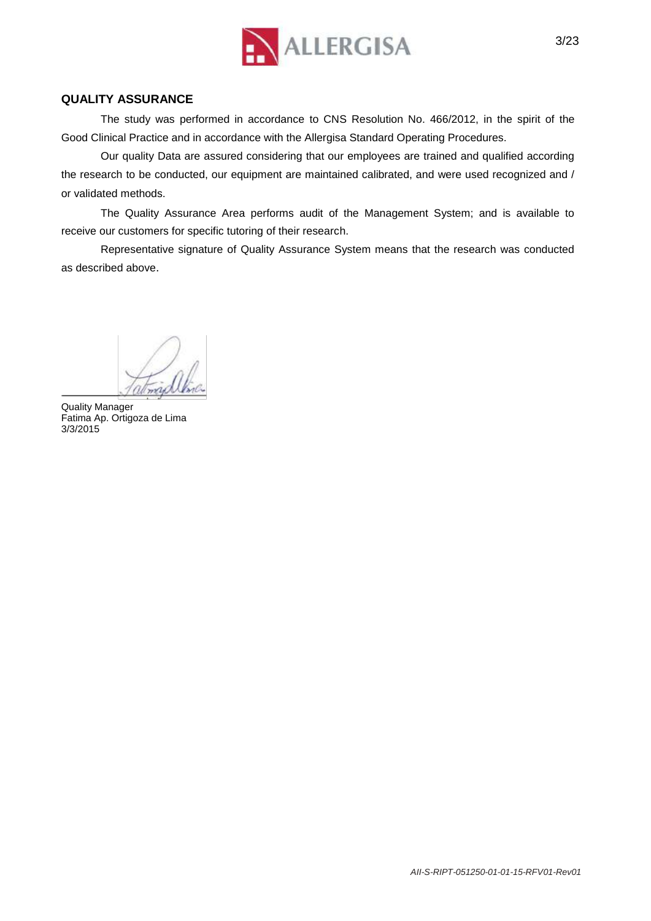## QUALITY ASSURANCE

The study was performed in accordance to CNS Resolution No. 466/2012, in the spirit of the Good Clinical Practice and in accordance with the Allergisa Standard Operating Procedures.

Our quality Data are assured considering that our employees are trained and qualified according the research to be conducted, our equipment are maintained calibrated, and were used recognized and / or validated methods.

The Quality Assurance Area performs audit of the Management System; and is available to receive our customers for specific tutoring of their research.

Representative signature of Quality Assurance System means that the research was conducted as described above.

Quality Manager
Fatima Ap. Ortigoza de Lima
3/3/2015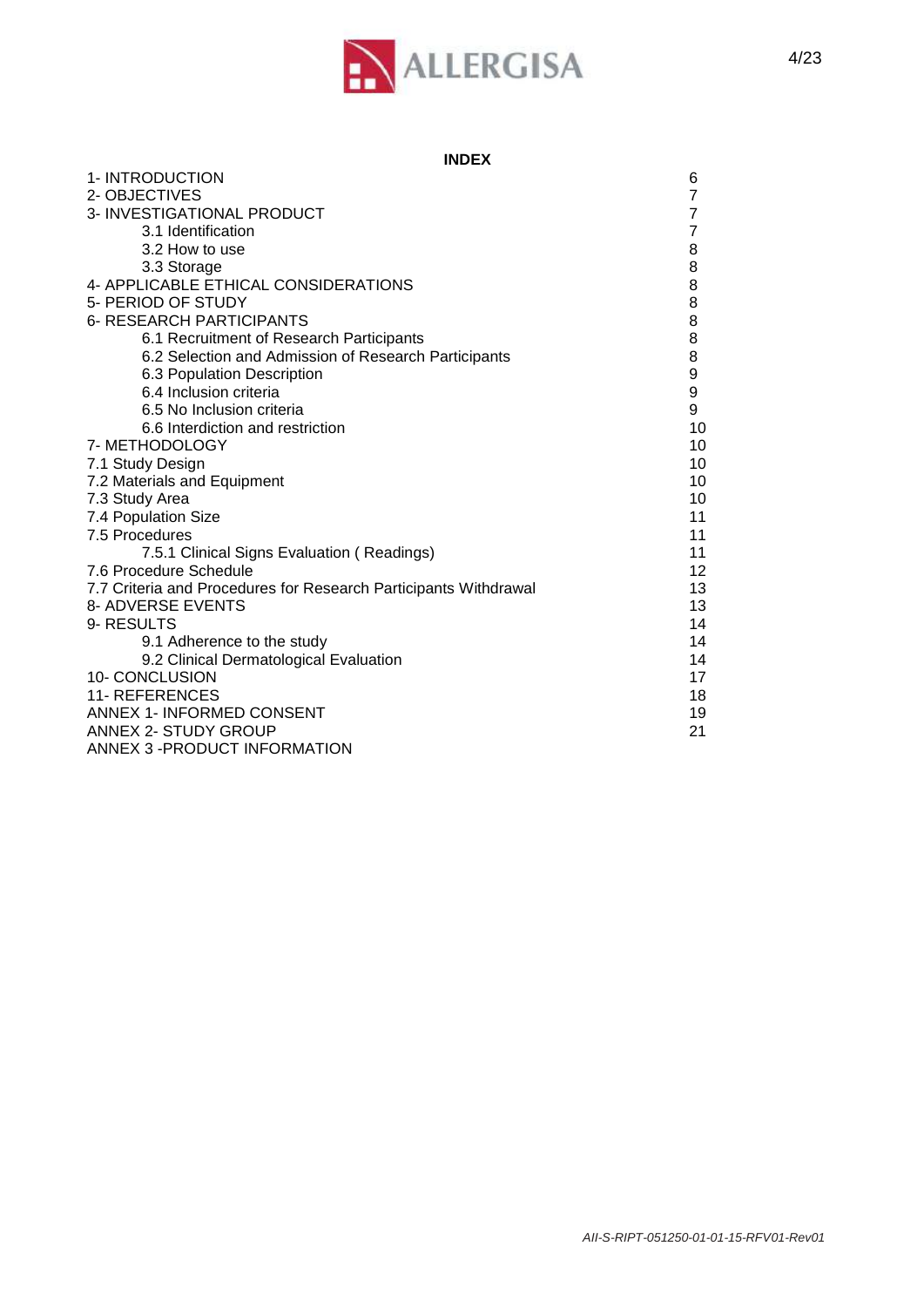**INDEX**

| | |
|---|---|
| 1- INTRODUCTION | 6 |
| 2- OBJECTIVES | 7 |
| 3- INVESTIGATIONAL PRODUCT | 7 |
| 3.1 Identification | 7 |
| 3.2 How to use | 8 |
| 3.3 Storage | 8 |
| 4- APPLICABLE ETHICAL CONSIDERATIONS | 8 |
| 5- PERIOD OF STUDY | 8 |
| 6- RESEARCH PARTICIPANTS | 8 |
| 6.1 Recruitment of Research Participants | 8 |
| 6.2 Selection and Admission of Research Participants | 8 |
| 6.3 Population Description | 9 |
| 6.4 Inclusion criteria | 9 |
| 6.5 No Inclusion criteria | 9 |
| 6.6 Interdiction and restriction | 10 |
| 7- METHODOLOGY | 10 |
| 7.1 Study Design | 10 |
| 7.2 Materials and Equipment | 10 |
| 7.3 Study Area | 10 |
| 7.4 Population Size | 11 |
| 7.5 Procedures | 11 |
| 7.5.1 Clinical Signs Evaluation ( Readings) | 11 |
| 7.6 Procedure Schedule | 12 |
| 7.7 Criteria and Procedures for Research Participants Withdrawal | 13 |
| 8- ADVERSE EVENTS | 13 |
| 9- RESULTS | 14 |
| 9.1 Adherence to the study | 14 |
| 9.2 Clinical Dermatological Evaluation | 14 |
| 10- CONCLUSION | 17 |
| 11- REFERENCES | 18 |
| ANNEX 1- INFORMED CONSENT | 19 |
| ANNEX 2- STUDY GROUP | 21 |
| ANNEX 3 -PRODUCT INFORMATION | |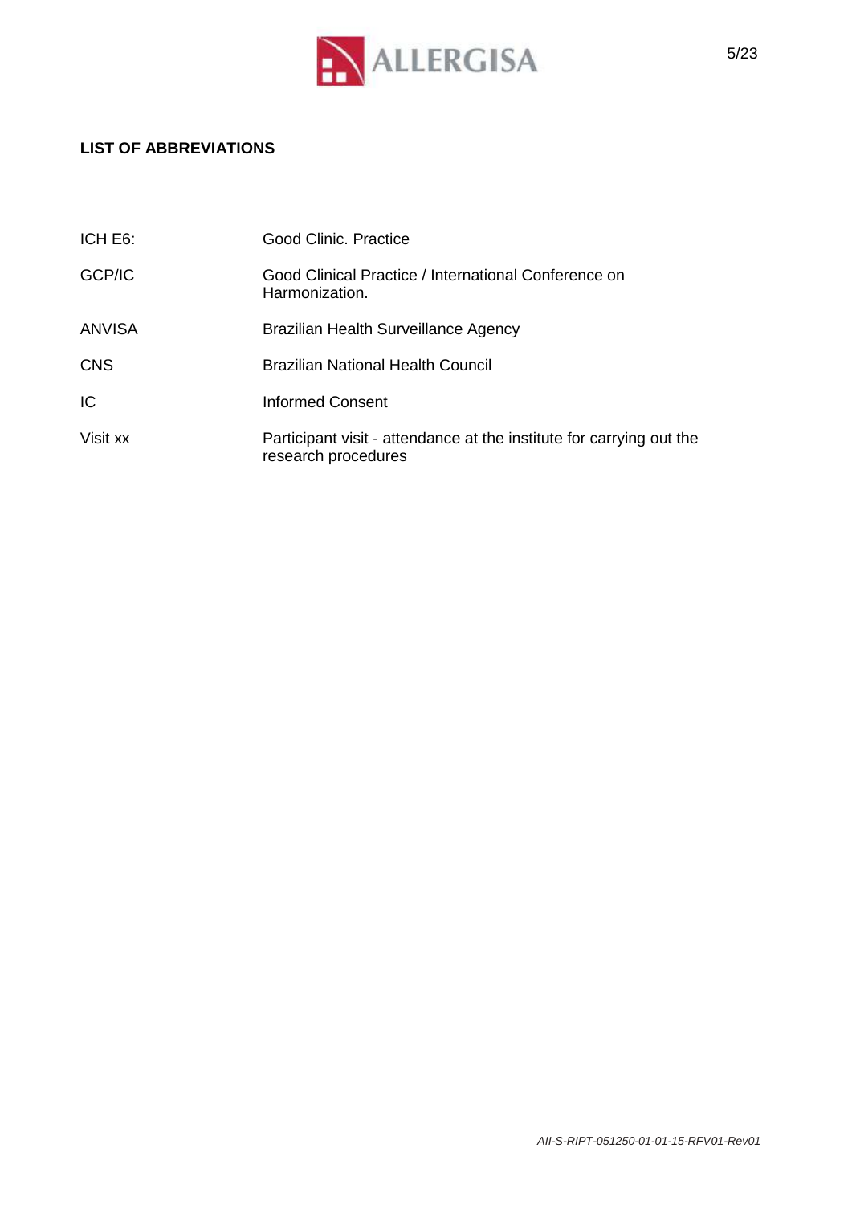**LIST OF ABBREVIATIONS**

| | |
|---|---|
| ICH E6: | Good Clinic. Practice |
| GCP/IC | Good Clinical Practice / International Conference on Harmonization. |
| ANVISA | Brazilian Health Surveillance Agency |
| CNS | Brazilian National Health Council |
| IC | Informed Consent |
| Visit xx | Participant visit - attendance at the institute for carrying out the research procedures |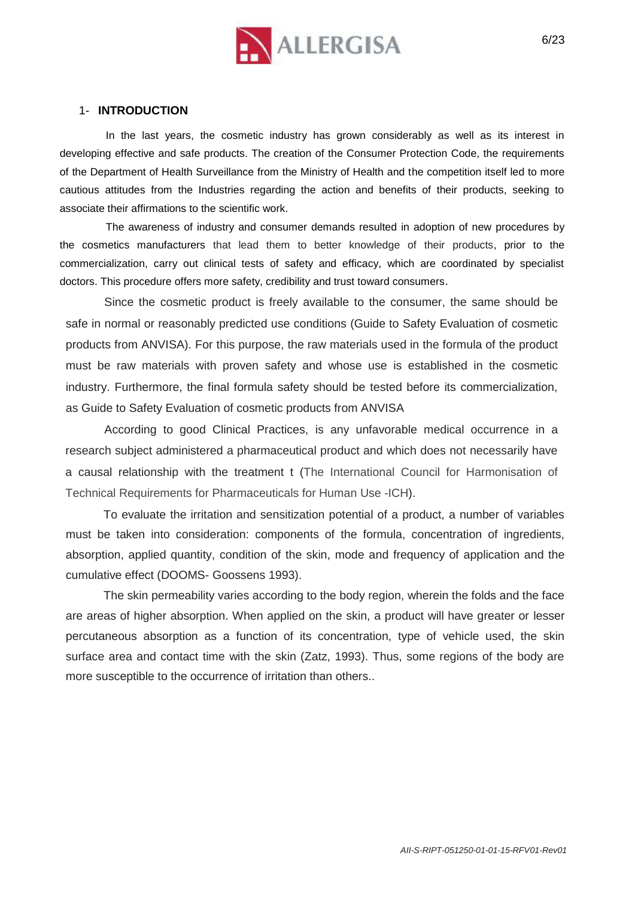## 1- **INTRODUCTION**

In the last years, the cosmetic industry has grown considerably as well as its interest in developing effective and safe products. The creation of the Consumer Protection Code, the requirements of the Department of Health Surveillance from the Ministry of Health and the competition itself led to more cautious attitudes from the Industries regarding the action and benefits of their products, seeking to associate their affirmations to the scientific work.

The awareness of industry and consumer demands resulted in adoption of new procedures by the cosmetics manufacturers that lead them to better knowledge of their products, prior to the commercialization, carry out clinical tests of safety and efficacy, which are coordinated by specialist doctors. This procedure offers more safety, credibility and trust toward consumers.

Since the cosmetic product is freely available to the consumer, the same should be safe in normal or reasonably predicted use conditions (Guide to Safety Evaluation of cosmetic products from ANVISA). For this purpose, the raw materials used in the formula of the product must be raw materials with proven safety and whose use is established in the cosmetic industry. Furthermore, the final formula safety should be tested before its commercialization, as Guide to Safety Evaluation of cosmetic products from ANVISA

According to good Clinical Practices, is any unfavorable medical occurrence in a research subject administered a pharmaceutical product and which does not necessarily have a causal relationship with the treatment t (The International Council for Harmonisation of Technical Requirements for Pharmaceuticals for Human Use -ICH).

To evaluate the irritation and sensitization potential of a product, a number of variables must be taken into consideration: components of the formula, concentration of ingredients, absorption, applied quantity, condition of the skin, mode and frequency of application and the cumulative effect (DOOMS- Goossens 1993).

The skin permeability varies according to the body region, wherein the folds and the face are areas of higher absorption. When applied on the skin, a product will have greater or lesser percutaneous absorption as a function of its concentration, type of vehicle used, the skin surface area and contact time with the skin (Zatz, 1993). Thus, some regions of the body are more susceptible to the occurrence of irritation than others..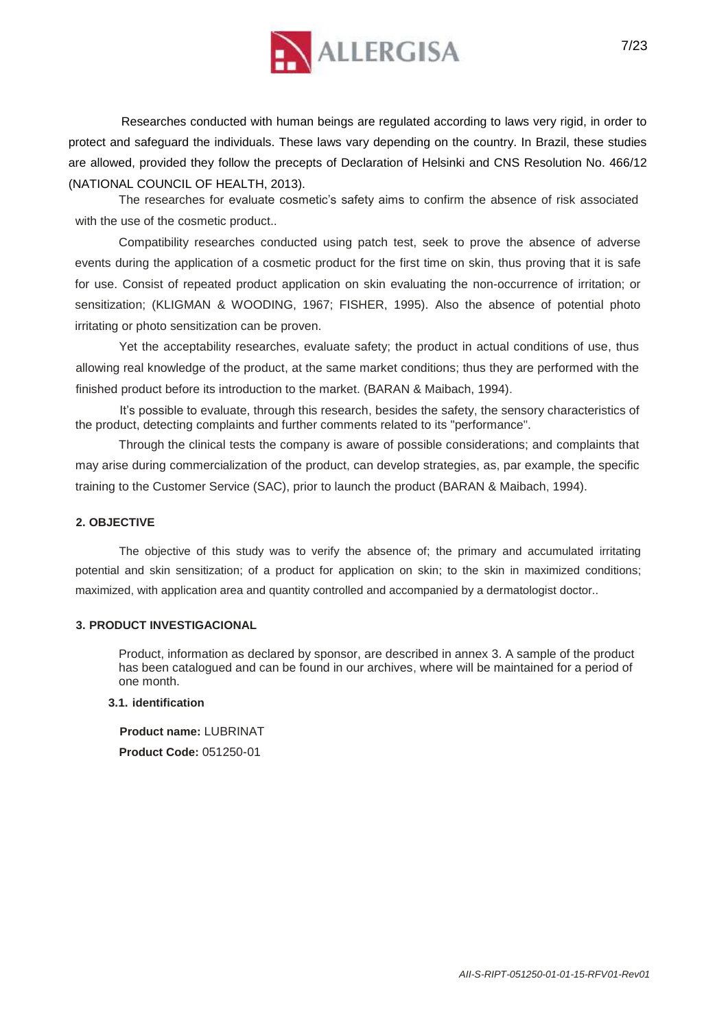Researches conducted with human beings are regulated according to laws very rigid, in order to protect and safeguard the individuals. These laws vary depending on the country. In Brazil, these studies are allowed, provided they follow the precepts of Declaration of Helsinki and CNS Resolution No. 466/12 (NATIONAL COUNCIL OF HEALTH, 2013).

The researches for evaluate cosmetic's safety aims to confirm the absence of risk associated with the use of the cosmetic product..

Compatibility researches conducted using patch test, seek to prove the absence of adverse events during the application of a cosmetic product for the first time on skin, thus proving that it is safe for use. Consist of repeated product application on skin evaluating the non-occurrence of irritation; or sensitization; (KLIGMAN & WOODING, 1967; FISHER, 1995). Also the absence of potential photo irritating or photo sensitization can be proven.

Yet the acceptability researches, evaluate safety; the product in actual conditions of use, thus allowing real knowledge of the product, at the same market conditions; thus they are performed with the finished product before its introduction to the market. (BARAN & Maibach, 1994).

It's possible to evaluate, through this research, besides the safety, the sensory characteristics of the product, detecting complaints and further comments related to its "performance".

Through the clinical tests the company is aware of possible considerations; and complaints that may arise during commercialization of the product, can develop strategies, as, par example, the specific training to the Customer Service (SAC), prior to launch the product (BARAN & Maibach, 1994).

## 2. OBJECTIVE

The objective of this study was to verify the absence of; the primary and accumulated irritating potential and skin sensitization; of a product for application on skin; to the skin in maximized conditions; maximized, with application area and quantity controlled and accompanied by a dermatologist doctor..

## 3. PRODUCT INVESTIGACIONAL

Product, information as declared by sponsor, are described in annex 3. A sample of the product has been catalogued and can be found in our archives, where will be maintained for a period of one month.

### 3.1. identification

**Product name:** LUBRINAT

**Product Code:** 051250-01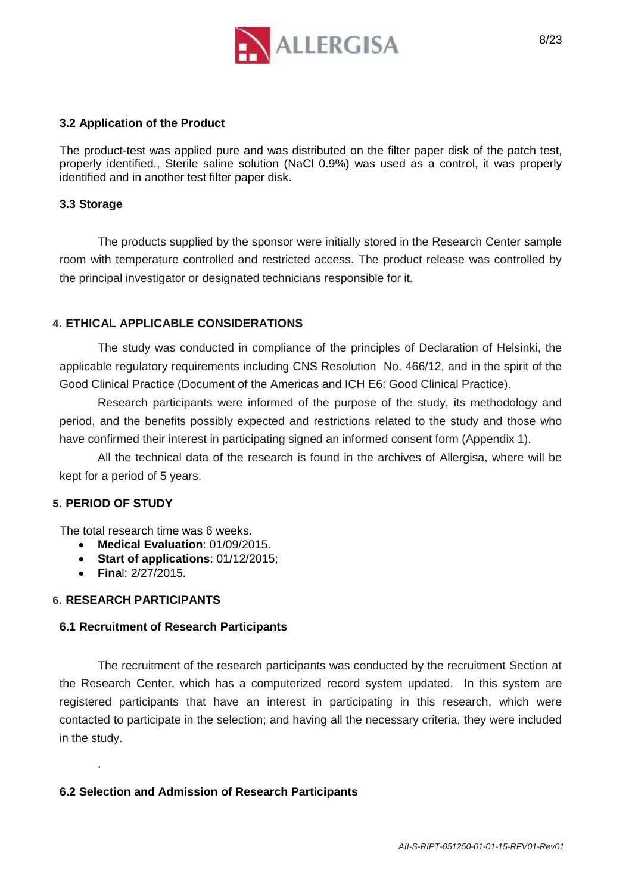### 3.2 Application of the Product

The product-test was applied pure and was distributed on the filter paper disk of the patch test, properly identified., Sterile saline solution (NaCl 0.9%) was used as a control, it was properly identified and in another test filter paper disk.

### 3.3 Storage

The products supplied by the sponsor were initially stored in the Research Center sample room with temperature controlled and restricted access. The product release was controlled by the principal investigator or designated technicians responsible for it.

## 4. ETHICAL APPLICABLE CONSIDERATIONS

The study was conducted in compliance of the principles of Declaration of Helsinki, the applicable regulatory requirements including CNS Resolution No. 466/12, and in the spirit of the Good Clinical Practice (Document of the Americas and ICH E6: Good Clinical Practice).

Research participants were informed of the purpose of the study, its methodology and period, and the benefits possibly expected and restrictions related to the study and those who have confirmed their interest in participating signed an informed consent form (Appendix 1).

All the technical data of the research is found in the archives of Allergisa, where will be kept for a period of 5 years.

## 5. PERIOD OF STUDY

The total research time was 6 weeks.

- **Medical Evaluation**: 01/09/2015.
- **Start of applications**: 01/12/2015;
- **Fina**l: 2/27/2015.

## 6. RESEARCH PARTICIPANTS

### 6.1 Recruitment of Research Participants

The recruitment of the research participants was conducted by the recruitment Section at the Research Center, which has a computerized record system updated. In this system are registered participants that have an interest in participating in this research, which were contacted to participate in the selection; and having all the necessary criteria, they were included in the study.

.

### 6.2 Selection and Admission of Research Participants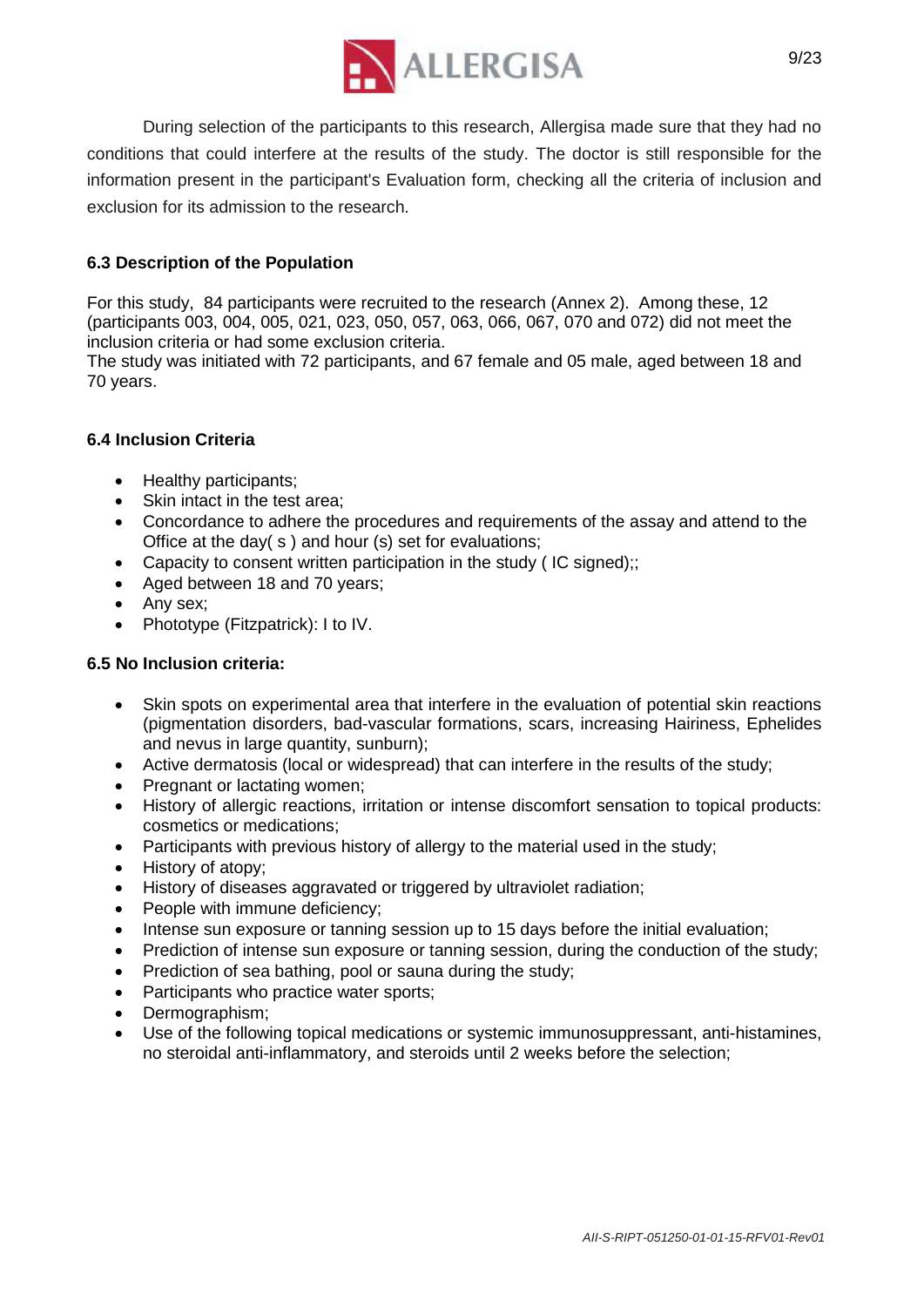During selection of the participants to this research, Allergisa made sure that they had no conditions that could interfere at the results of the study. The doctor is still responsible for the information present in the participant's Evaluation form, checking all the criteria of inclusion and exclusion for its admission to the research.

### 6.3 Description of the Population

For this study, 84 participants were recruited to the research (Annex 2). Among these, 12 (participants 003, 004, 005, 021, 023, 050, 057, 063, 066, 067, 070 and 072) did not meet the inclusion criteria or had some exclusion criteria.
The study was initiated with 72 participants, and 67 female and 05 male, aged between 18 and 70 years.

### 6.4 Inclusion Criteria

- Healthy participants;
- Skin intact in the test area;
- Concordance to adhere the procedures and requirements of the assay and attend to the Office at the day( s ) and hour (s) set for evaluations;
- Capacity to consent written participation in the study ( IC signed);;
- Aged between 18 and 70 years;
- Any sex;
- Phototype (Fitzpatrick): I to IV.

### 6.5 No Inclusion criteria:

- Skin spots on experimental area that interfere in the evaluation of potential skin reactions (pigmentation disorders, bad-vascular formations, scars, increasing Hairiness, Ephelides and nevus in large quantity, sunburn);
- Active dermatosis (local or widespread) that can interfere in the results of the study;
- Pregnant or lactating women;
- History of allergic reactions, irritation or intense discomfort sensation to topical products: cosmetics or medications;
- Participants with previous history of allergy to the material used in the study;
- History of atopy;
- History of diseases aggravated or triggered by ultraviolet radiation;
- People with immune deficiency;
- Intense sun exposure or tanning session up to 15 days before the initial evaluation;
- Prediction of intense sun exposure or tanning session, during the conduction of the study;
- Prediction of sea bathing, pool or sauna during the study;
- Participants who practice water sports;
- Dermographism;
- Use of the following topical medications or systemic immunosuppressant, anti-histamines, no steroidal anti-inflammatory, and steroids until 2 weeks before the selection;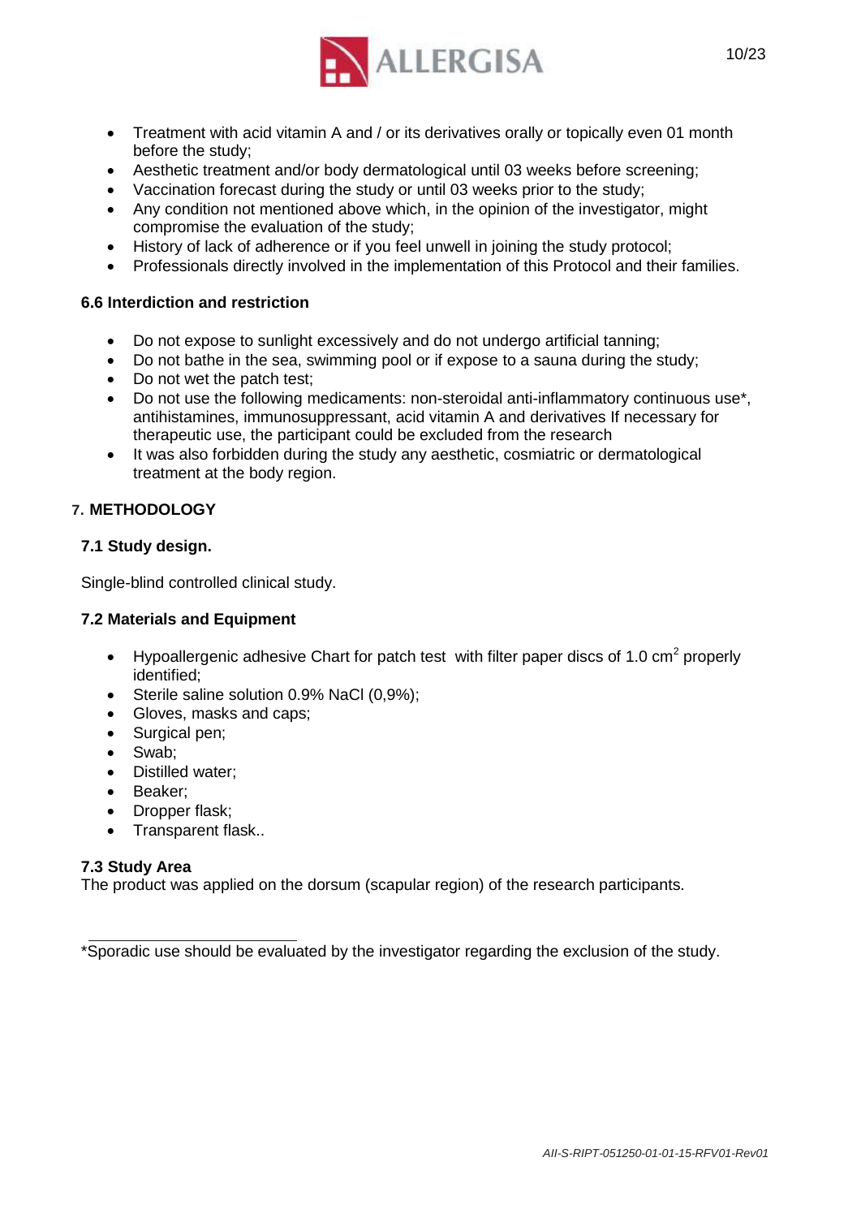- Treatment with acid vitamin A and / or its derivatives orally or topically even 01 month before the study;
- Aesthetic treatment and/or body dermatological until 03 weeks before screening;
- Vaccination forecast during the study or until 03 weeks prior to the study;
- Any condition not mentioned above which, in the opinion of the investigator, might compromise the evaluation of the study;
- History of lack of adherence or if you feel unwell in joining the study protocol;
- Professionals directly involved in the implementation of this Protocol and their families.

### 6.6 Interdiction and restriction

- Do not expose to sunlight excessively and do not undergo artificial tanning;
- Do not bathe in the sea, swimming pool or if expose to a sauna during the study;
- Do not wet the patch test;
- Do not use the following medicaments: non-steroidal anti-inflammatory continuous use*, antihistamines, immunosuppressant, acid vitamin A and derivatives If necessary for therapeutic use, the participant could be excluded from the research
- It was also forbidden during the study any aesthetic, cosmiatric or dermatological treatment at the body region.

## 7. METHODOLOGY

### 7.1 Study design.

Single-blind controlled clinical study.

### 7.2 Materials and Equipment

- Hypoallergenic adhesive Chart for patch test with filter paper discs of 1.0 $cm^2$ properly identified;
- Sterile saline solution 0.9% NaCl (0,9%);
- Gloves, masks and caps;
- Surgical pen;
- Swab;
- Distilled water;
- Beaker;
- Dropper flask;
- Transparent flask..

### 7.3 Study Area

The product was applied on the dorsum (scapular region) of the research participants.

---

*Sporadic use should be evaluated by the investigator regarding the exclusion of the study.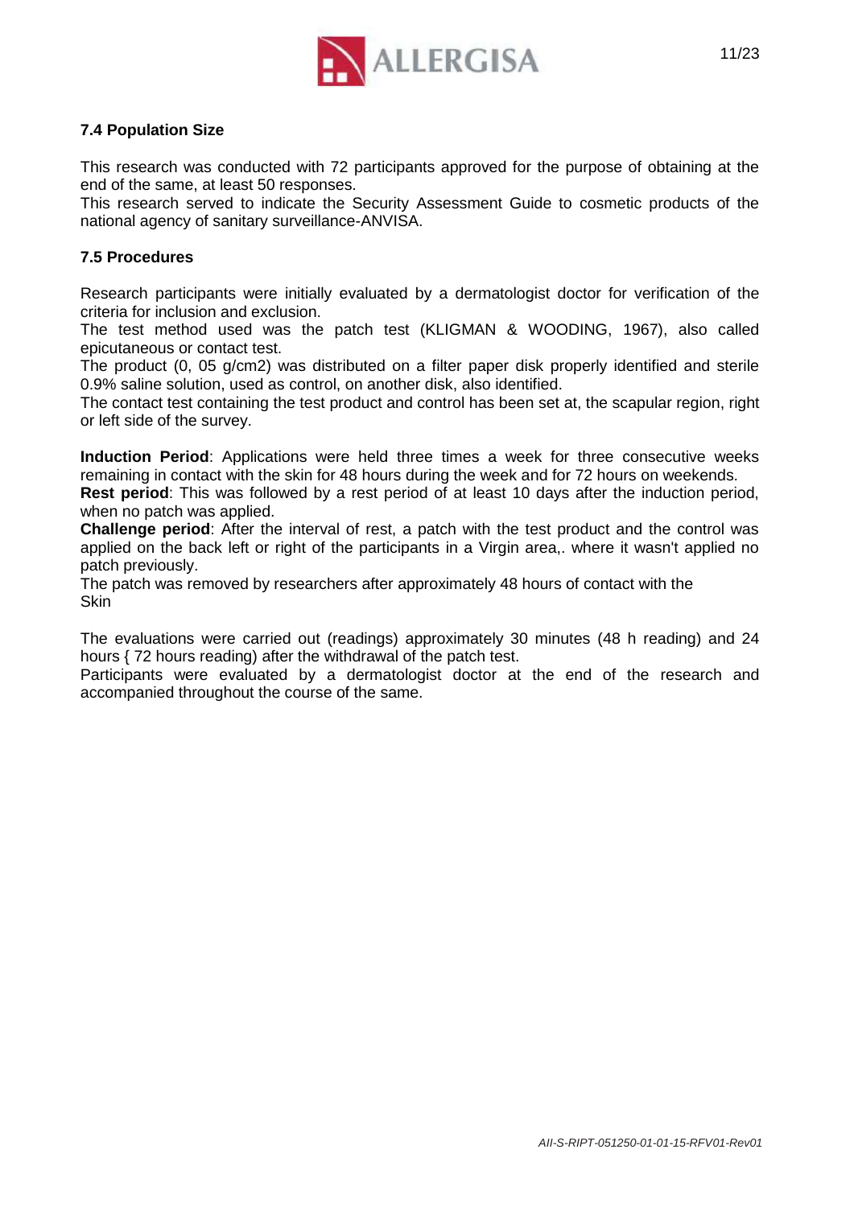### 7.4 Population Size

This research was conducted with 72 participants approved for the purpose of obtaining at the end of the same, at least 50 responses.

This research served to indicate the Security Assessment Guide to cosmetic products of the national agency of sanitary surveillance-ANVISA.

### 7.5 Procedures

Research participants were initially evaluated by a dermatologist doctor for verification of the criteria for inclusion and exclusion.

The test method used was the patch test (KLIGMAN & WOODING, 1967), also called epicutaneous or contact test.

The product (0, 05 g/cm2) was distributed on a filter paper disk properly identified and sterile 0.9% saline solution, used as control, on another disk, also identified.

The contact test containing the test product and control has been set at, the scapular region, right or left side of the survey.

**Induction Period**: Applications were held three times a week for three consecutive weeks remaining in contact with the skin for 48 hours during the week and for 72 hours on weekends.

**Rest period**: This was followed by a rest period of at least 10 days after the induction period, when no patch was applied.

**Challenge period**: After the interval of rest, a patch with the test product and the control was applied on the back left or right of the participants in a Virgin area,. where it wasn't applied no patch previously.

The patch was removed by researchers after approximately 48 hours of contact with the Skin

The evaluations were carried out (readings) approximately 30 minutes (48 h reading) and 24 hours { 72 hours reading) after the withdrawal of the patch test.

Participants were evaluated by a dermatologist doctor at the end of the research and accompanied throughout the course of the same.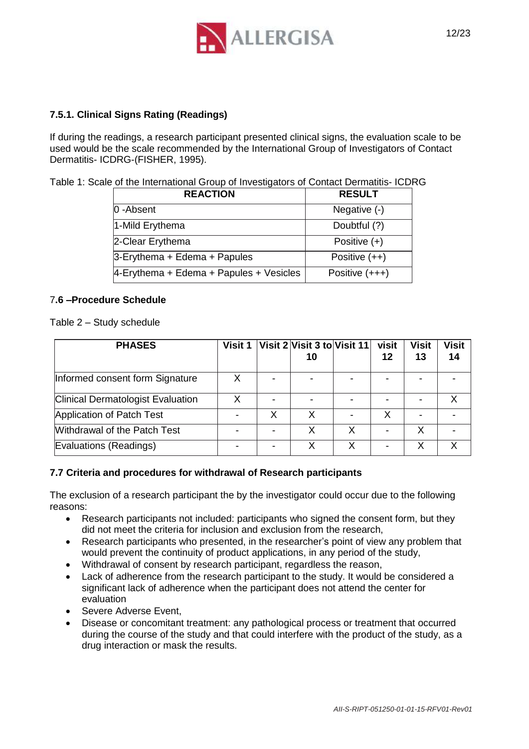### 7.5.1. Clinical Signs Rating (Readings)

If during the readings, a research participant presented clinical signs, the evaluation scale to be used would be the scale recommended by the International Group of Investigators of Contact Dermatitis- ICDRG-(FISHER, 1995).

Table 1: Scale of the International Group of Investigators of Contact Dermatitis- ICDRG

| REACTION | RESULT |
|---|---|
| 0 -Absent | Negative (-) |
| 1-Mild Erythema | Doubtful (?) |
| 2-Clear Erythema | Positive (+) |
| 3-Erythema + Edema + Papules | Positive (++) |
| 4-Erythema + Edema + Papules + Vesicles | Positive (+++) |

### 7.6 –Procedure Schedule

Table 2 – Study schedule

| PHASES | Visit 1 | Visit 2 | Visit 3 to 10 | Visit 11 | visit 12 | Visit 13 | Visit 14 |
|---|---|---|---|---|---|---|---|
| Informed consent form Signature | X | - | - | - | - | - | - |
| Clinical Dermatologist Evaluation | X | - | - | - | - | - | X |
| Application of Patch Test | - | X | X | - | X | - | - |
| Withdrawal of the Patch Test | - | - | X | X | - | X | - |
| Evaluations (Readings) | - | - | X | X | - | X | X |

### 7.7 Criteria and procedures for withdrawal of Research participants

The exclusion of a research participant the by the investigator could occur due to the following reasons:

- Research participants not included: participants who signed the consent form, but they did not meet the criteria for inclusion and exclusion from the research,
- Research participants who presented, in the researcher's point of view any problem that would prevent the continuity of product applications, in any period of the study,
- Withdrawal of consent by research participant, regardless the reason,
- Lack of adherence from the research participant to the study. It would be considered a significant lack of adherence when the participant does not attend the center for evaluation
- Severe Adverse Event,
- Disease or concomitant treatment: any pathological process or treatment that occurred during the course of the study and that could interfere with the product of the study, as a drug interaction or mask the results.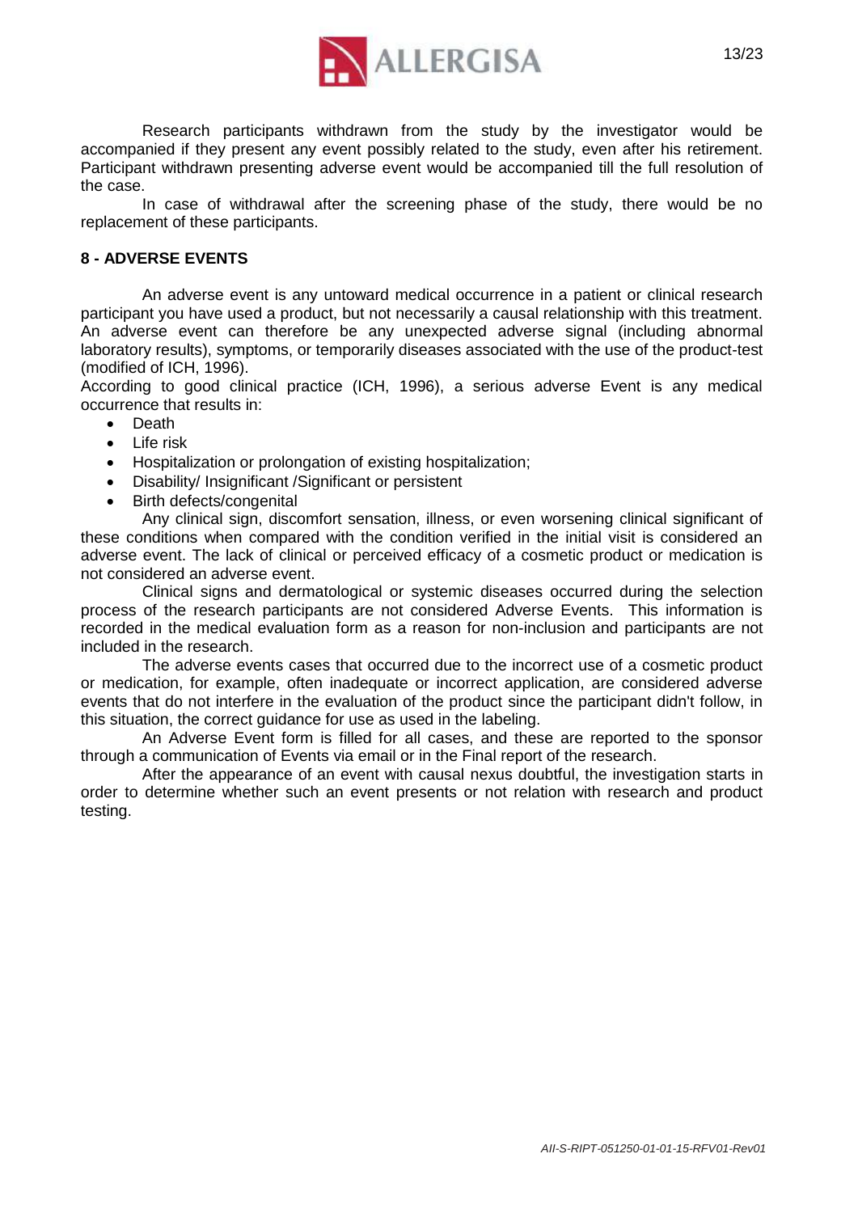Research participants withdrawn from the study by the investigator would be accompanied if they present any event possibly related to the study, even after his retirement. Participant withdrawn presenting adverse event would be accompanied till the full resolution of the case.

In case of withdrawal after the screening phase of the study, there would be no replacement of these participants.

## 8 - ADVERSE EVENTS

An adverse event is any untoward medical occurrence in a patient or clinical research participant you have used a product, but not necessarily a causal relationship with this treatment. An adverse event can therefore be any unexpected adverse signal (including abnormal laboratory results), symptoms, or temporarily diseases associated with the use of the product-test (modified of ICH, 1996).

According to good clinical practice (ICH, 1996), a serious adverse Event is any medical occurrence that results in:

- Death
- Life risk
- Hospitalization or prolongation of existing hospitalization;
- Disability/ Insignificant /Significant or persistent
- Birth defects/congenital

Any clinical sign, discomfort sensation, illness, or even worsening clinical significant of these conditions when compared with the condition verified in the initial visit is considered an adverse event. The lack of clinical or perceived efficacy of a cosmetic product or medication is not considered an adverse event.

Clinical signs and dermatological or systemic diseases occurred during the selection process of the research participants are not considered Adverse Events. This information is recorded in the medical evaluation form as a reason for non-inclusion and participants are not included in the research.

The adverse events cases that occurred due to the incorrect use of a cosmetic product or medication, for example, often inadequate or incorrect application, are considered adverse events that do not interfere in the evaluation of the product since the participant didn't follow, in this situation, the correct guidance for use as used in the labeling.

An Adverse Event form is filled for all cases, and these are reported to the sponsor through a communication of Events via email or in the Final report of the research.

After the appearance of an event with causal nexus doubtful, the investigation starts in order to determine whether such an event presents or not relation with research and product testing.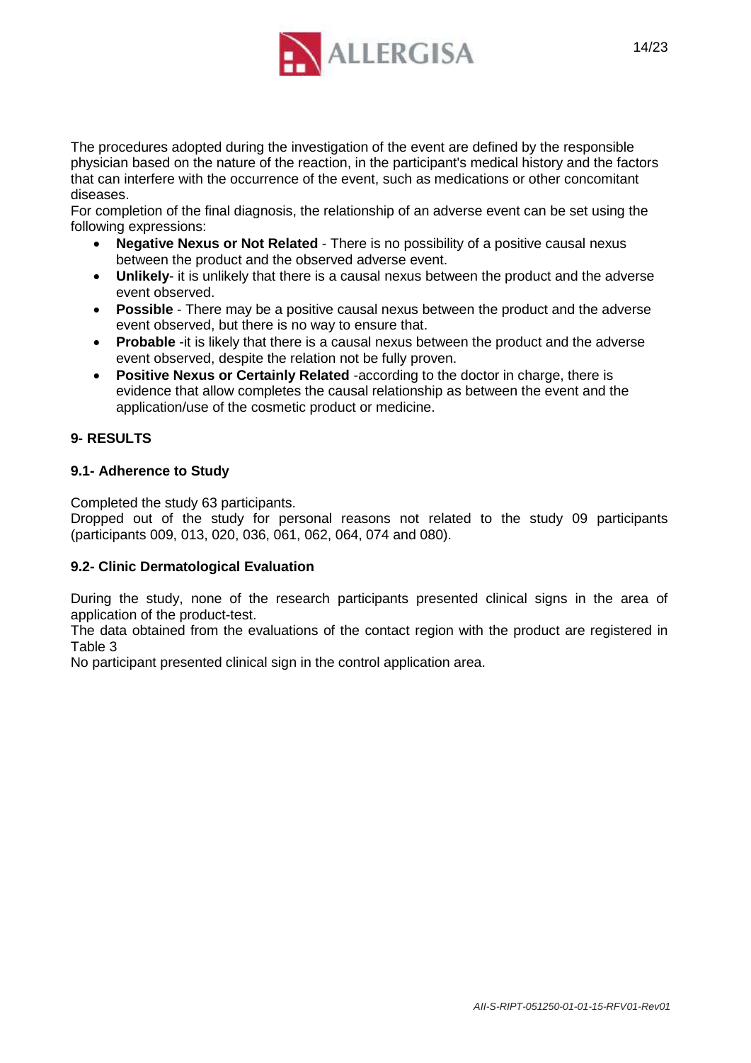The procedures adopted during the investigation of the event are defined by the responsible physician based on the nature of the reaction, in the participant's medical history and the factors that can interfere with the occurrence of the event, such as medications or other concomitant diseases.

For completion of the final diagnosis, the relationship of an adverse event can be set using the following expressions:

- **Negative Nexus or Not Related** - There is no possibility of a positive causal nexus between the product and the observed adverse event.
- **Unlikely**- it is unlikely that there is a causal nexus between the product and the adverse event observed.
- **Possible** - There may be a positive causal nexus between the product and the adverse event observed, but there is no way to ensure that.
- **Probable** -it is likely that there is a causal nexus between the product and the adverse event observed, despite the relation not be fully proven.
- **Positive Nexus or Certainly Related** -according to the doctor in charge, there is evidence that allow completes the causal relationship as between the event and the application/use of the cosmetic product or medicine.

## 9- RESULTS

### 9.1- Adherence to Study

Completed the study 63 participants.

Dropped out of the study for personal reasons not related to the study 09 participants (participants 009, 013, 020, 036, 061, 062, 064, 074 and 080).

### 9.2- Clinic Dermatological Evaluation

During the study, none of the research participants presented clinical signs in the area of application of the product-test.

The data obtained from the evaluations of the contact region with the product are registered in Table 3

No participant presented clinical sign in the control application area.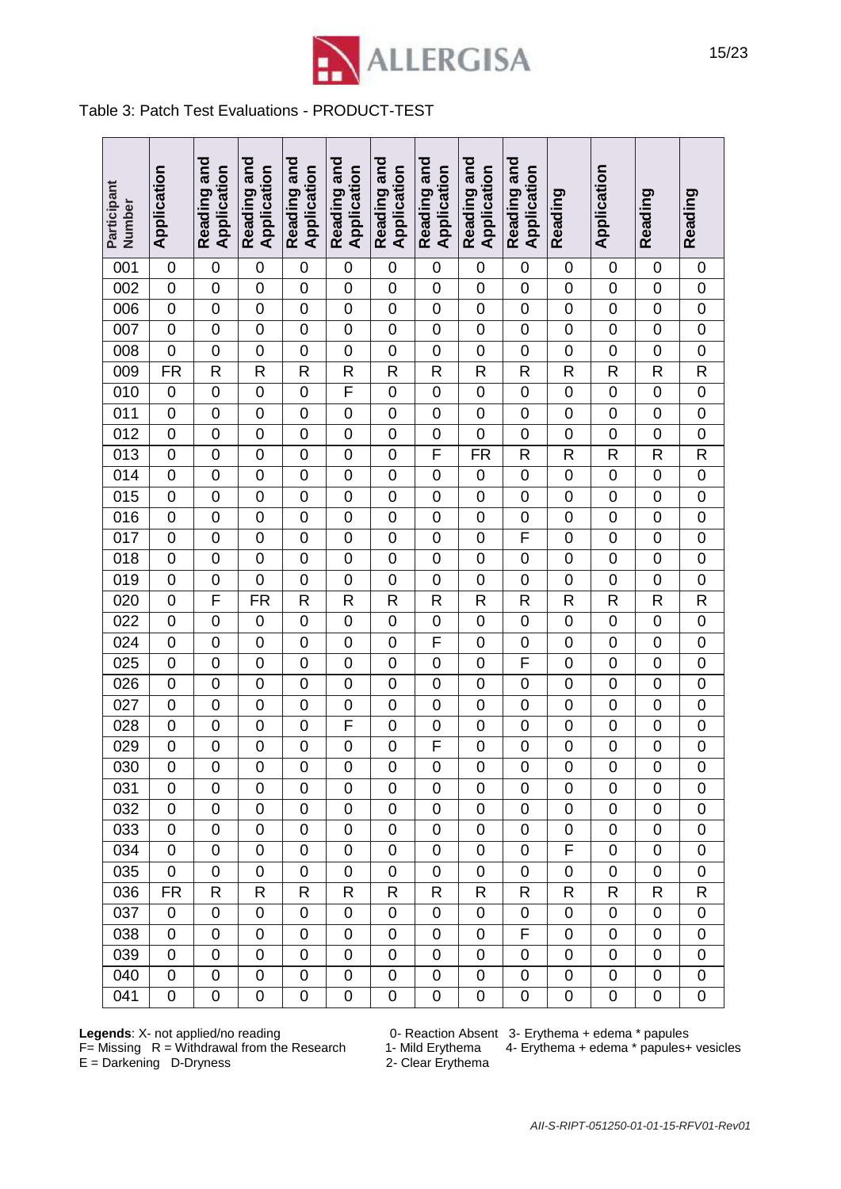Table 3: Patch Test Evaluations - PRODUCT-TEST

| Participant Number | Application | Reading and Application | Reading and Application | Reading and Application | Reading and Application | Reading and Application | Reading and Application | Reading and Application | Reading and Application | Reading | Application | Reading | Reading |
|---|---|---|---|---|---|---|---|---|---|---|---|---|---|
| 001 | 0 | 0 | 0 | 0 | 0 | 0 | 0 | 0 | 0 | 0 | 0 | 0 | 0 |
| 002 | 0 | 0 | 0 | 0 | 0 | 0 | 0 | 0 | 0 | 0 | 0 | 0 | 0 |
| 006 | 0 | 0 | 0 | 0 | 0 | 0 | 0 | 0 | 0 | 0 | 0 | 0 | 0 |
| 007 | 0 | 0 | 0 | 0 | 0 | 0 | 0 | 0 | 0 | 0 | 0 | 0 | 0 |
| 008 | 0 | 0 | 0 | 0 | 0 | 0 | 0 | 0 | 0 | 0 | 0 | 0 | 0 |
| 009 | FR | R | R | R | R | R | R | R | R | R | R | R | R |
| 010 | 0 | 0 | 0 | 0 | F | 0 | 0 | 0 | 0 | 0 | 0 | 0 | 0 |
| 011 | 0 | 0 | 0 | 0 | 0 | 0 | 0 | 0 | 0 | 0 | 0 | 0 | 0 |
| 012 | 0 | 0 | 0 | 0 | 0 | 0 | 0 | 0 | 0 | 0 | 0 | 0 | 0 |
| 013 | 0 | 0 | 0 | 0 | 0 | 0 | F | FR | R | R | R | R | R |
| 014 | 0 | 0 | 0 | 0 | 0 | 0 | 0 | 0 | 0 | 0 | 0 | 0 | 0 |
| 015 | 0 | 0 | 0 | 0 | 0 | 0 | 0 | 0 | 0 | 0 | 0 | 0 | 0 |
| 016 | 0 | 0 | 0 | 0 | 0 | 0 | 0 | 0 | 0 | 0 | 0 | 0 | 0 |
| 017 | 0 | 0 | 0 | 0 | 0 | 0 | 0 | 0 | F | 0 | 0 | 0 | 0 |
| 018 | 0 | 0 | 0 | 0 | 0 | 0 | 0 | 0 | 0 | 0 | 0 | 0 | 0 |
| 019 | 0 | 0 | 0 | 0 | 0 | 0 | 0 | 0 | 0 | 0 | 0 | 0 | 0 |
| 020 | 0 | F | FR | R | R | R | R | R | R | R | R | R | R |
| 022 | 0 | 0 | 0 | 0 | 0 | 0 | 0 | 0 | 0 | 0 | 0 | 0 | 0 |
| 024 | 0 | 0 | 0 | 0 | 0 | 0 | F | 0 | 0 | 0 | 0 | 0 | 0 |
| 025 | 0 | 0 | 0 | 0 | 0 | 0 | 0 | 0 | F | 0 | 0 | 0 | 0 |
| 026 | 0 | 0 | 0 | 0 | 0 | 0 | 0 | 0 | 0 | 0 | 0 | 0 | 0 |
| 027 | 0 | 0 | 0 | 0 | 0 | 0 | 0 | 0 | 0 | 0 | 0 | 0 | 0 |
| 028 | 0 | 0 | 0 | 0 | F | 0 | 0 | 0 | 0 | 0 | 0 | 0 | 0 |
| 029 | 0 | 0 | 0 | 0 | 0 | 0 | F | 0 | 0 | 0 | 0 | 0 | 0 |
| 030 | 0 | 0 | 0 | 0 | 0 | 0 | 0 | 0 | 0 | 0 | 0 | 0 | 0 |
| 031 | 0 | 0 | 0 | 0 | 0 | 0 | 0 | 0 | 0 | 0 | 0 | 0 | 0 |
| 032 | 0 | 0 | 0 | 0 | 0 | 0 | 0 | 0 | 0 | 0 | 0 | 0 | 0 |
| 033 | 0 | 0 | 0 | 0 | 0 | 0 | 0 | 0 | 0 | 0 | 0 | 0 | 0 |
| 034 | 0 | 0 | 0 | 0 | 0 | 0 | 0 | 0 | 0 | F | 0 | 0 | 0 |
| 035 | 0 | 0 | 0 | 0 | 0 | 0 | 0 | 0 | 0 | 0 | 0 | 0 | 0 |
| 036 | FR | R | R | R | R | R | R | R | R | R | R | R | R |
| 037 | 0 | 0 | 0 | 0 | 0 | 0 | 0 | 0 | 0 | 0 | 0 | 0 | 0 |
| 038 | 0 | 0 | 0 | 0 | 0 | 0 | 0 | 0 | F | 0 | 0 | 0 | 0 |
| 039 | 0 | 0 | 0 | 0 | 0 | 0 | 0 | 0 | 0 | 0 | 0 | 0 | 0 |
| 040 | 0 | 0 | 0 | 0 | 0 | 0 | 0 | 0 | 0 | 0 | 0 | 0 | 0 |
| 041 | 0 | 0 | 0 | 0 | 0 | 0 | 0 | 0 | 0 | 0 | 0 | 0 | 0 |

**Legends**: X- not applied/no reading
F= Missing R = Withdrawal from the Research
E = Darkening D-Dryness

0- Reaction Absent
1- Mild Erythema
2- Clear Erythema
3- Erythema + edema * papules
4- Erythema + edema * papules+ vesicles

*AII-S-RIPT-051250-01-01-15-RFV01-Rev01*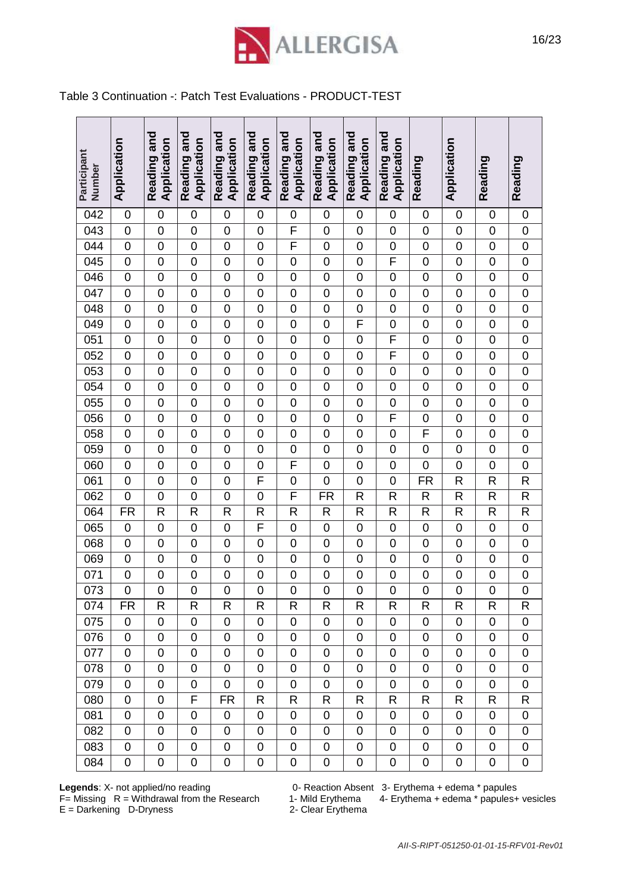Table 3 Continuation -: Patch Test Evaluations - PRODUCT-TEST

| Participant Number | Application | Reading and Application | Reading and Application | Reading and Application | Reading and Application | Reading and Application | Reading and Application | Reading and Application | Reading and Application | Reading | Application | Reading | Reading |
|---|---|---|---|---|---|---|---|---|---|---|---|---|---|
| 042 | 0 | 0 | 0 | 0 | 0 | 0 | 0 | 0 | 0 | 0 | 0 | 0 | 0 |
| 043 | 0 | 0 | 0 | 0 | 0 | F | 0 | 0 | 0 | 0 | 0 | 0 | 0 |
| 044 | 0 | 0 | 0 | 0 | 0 | F | 0 | 0 | 0 | 0 | 0 | 0 | 0 |
| 045 | 0 | 0 | 0 | 0 | 0 | 0 | 0 | 0 | F | 0 | 0 | 0 | 0 |
| 046 | 0 | 0 | 0 | 0 | 0 | 0 | 0 | 0 | 0 | 0 | 0 | 0 | 0 |
| 047 | 0 | 0 | 0 | 0 | 0 | 0 | 0 | 0 | 0 | 0 | 0 | 0 | 0 |
| 048 | 0 | 0 | 0 | 0 | 0 | 0 | 0 | 0 | 0 | 0 | 0 | 0 | 0 |
| 049 | 0 | 0 | 0 | 0 | 0 | 0 | 0 | F | 0 | 0 | 0 | 0 | 0 |
| 051 | 0 | 0 | 0 | 0 | 0 | 0 | 0 | 0 | F | 0 | 0 | 0 | 0 |
| 052 | 0 | 0 | 0 | 0 | 0 | 0 | 0 | 0 | F | 0 | 0 | 0 | 0 |
| 053 | 0 | 0 | 0 | 0 | 0 | 0 | 0 | 0 | 0 | 0 | 0 | 0 | 0 |
| 054 | 0 | 0 | 0 | 0 | 0 | 0 | 0 | 0 | 0 | 0 | 0 | 0 | 0 |
| 055 | 0 | 0 | 0 | 0 | 0 | 0 | 0 | 0 | 0 | 0 | 0 | 0 | 0 |
| 056 | 0 | 0 | 0 | 0 | 0 | 0 | 0 | 0 | F | 0 | 0 | 0 | 0 |
| 058 | 0 | 0 | 0 | 0 | 0 | 0 | 0 | 0 | 0 | F | 0 | 0 | 0 |
| 059 | 0 | 0 | 0 | 0 | 0 | 0 | 0 | 0 | 0 | 0 | 0 | 0 | 0 |
| 060 | 0 | 0 | 0 | 0 | 0 | F | 0 | 0 | 0 | 0 | 0 | 0 | 0 |
| 061 | 0 | 0 | 0 | 0 | F | 0 | 0 | 0 | 0 | FR | R | R | R |
| 062 | 0 | 0 | 0 | 0 | 0 | F | FR | R | R | R | R | R | R |
| 064 | FR | R | R | R | R | R | R | R | R | R | R | R | R |
| 065 | 0 | 0 | 0 | 0 | F | 0 | 0 | 0 | 0 | 0 | 0 | 0 | 0 |
| 068 | 0 | 0 | 0 | 0 | 0 | 0 | 0 | 0 | 0 | 0 | 0 | 0 | 0 |
| 069 | 0 | 0 | 0 | 0 | 0 | 0 | 0 | 0 | 0 | 0 | 0 | 0 | 0 |
| 071 | 0 | 0 | 0 | 0 | 0 | 0 | 0 | 0 | 0 | 0 | 0 | 0 | 0 |
| 073 | 0 | 0 | 0 | 0 | 0 | 0 | 0 | 0 | 0 | 0 | 0 | 0 | 0 |
| 074 | FR | R | R | R | R | R | R | R | R | R | R | R | R |
| 075 | 0 | 0 | 0 | 0 | 0 | 0 | 0 | 0 | 0 | 0 | 0 | 0 | 0 |
| 076 | 0 | 0 | 0 | 0 | 0 | 0 | 0 | 0 | 0 | 0 | 0 | 0 | 0 |
| 077 | 0 | 0 | 0 | 0 | 0 | 0 | 0 | 0 | 0 | 0 | 0 | 0 | 0 |
| 078 | 0 | 0 | 0 | 0 | 0 | 0 | 0 | 0 | 0 | 0 | 0 | 0 | 0 |
| 079 | 0 | 0 | 0 | 0 | 0 | 0 | 0 | 0 | 0 | 0 | 0 | 0 | 0 |
| 080 | 0 | 0 | F | FR | R | R | R | R | R | R | R | R | R |
| 081 | 0 | 0 | 0 | 0 | 0 | 0 | 0 | 0 | 0 | 0 | 0 | 0 | 0 |
| 082 | 0 | 0 | 0 | 0 | 0 | 0 | 0 | 0 | 0 | 0 | 0 | 0 | 0 |
| 083 | 0 | 0 | 0 | 0 | 0 | 0 | 0 | 0 | 0 | 0 | 0 | 0 | 0 |
| 084 | 0 | 0 | 0 | 0 | 0 | 0 | 0 | 0 | 0 | 0 | 0 | 0 | 0 |

**Legends**: X- not applied/no reading
F= Missing R = Withdrawal from the Research
E = Darkening D-Dryness

0- Reaction Absent 3- Erythema + edema * papules
1- Mild Erythema 4- Erythema + edema * papules+ vesicles
2- Clear Erythema

*AII-S-RIPT-051250-01-01-15-RFV01-Rev01*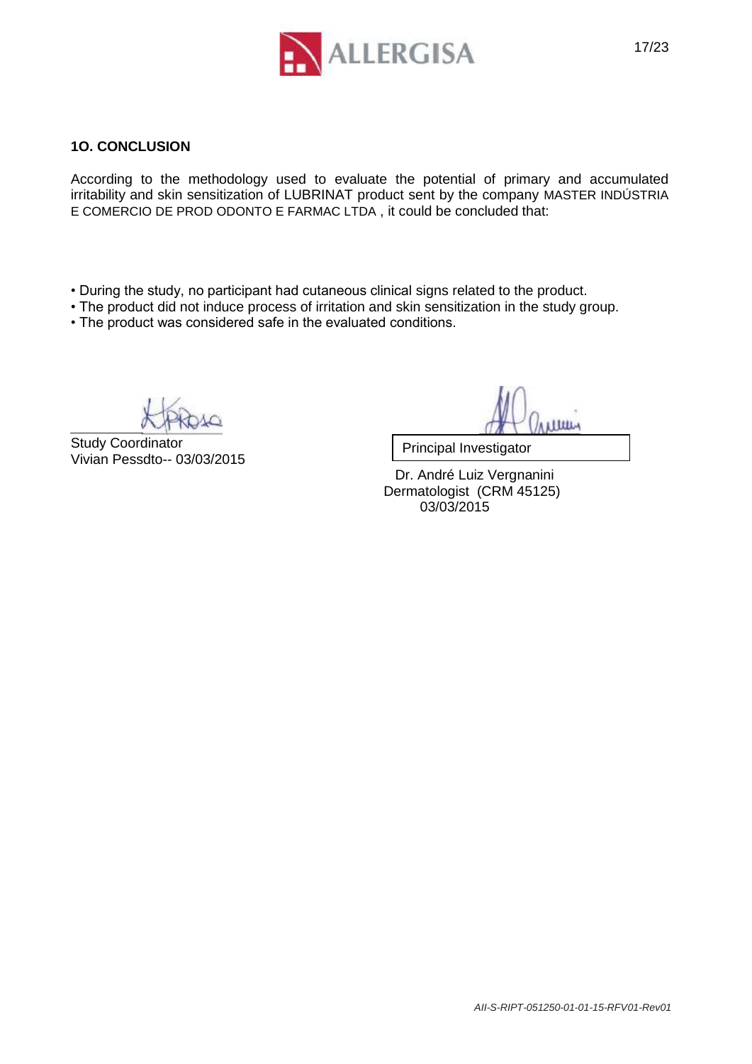## 1O. CONCLUSION

According to the methodology used to evaluate the potential of primary and accumulated irritability and skin sensitization of LUBRINAT product sent by the company MASTER INDÚSTRIA E COMERCIO DE PROD ODONTO E FARMAC LTDA , it could be concluded that:

- During the study, no participant had cutaneous clinical signs related to the product.
- The product did not induce process of irritation and skin sensitization in the study group.
- The product was considered safe in the evaluated conditions.

Study Coordinator
Vivian Pessdto-- 03/03/2015

Principal Investigator

Dr. André Luiz Vergnanini
Dermatologist (CRM 45125)
03/03/2015

*All-S-RIPT-051250-01-01-15-RFV01-Rev01*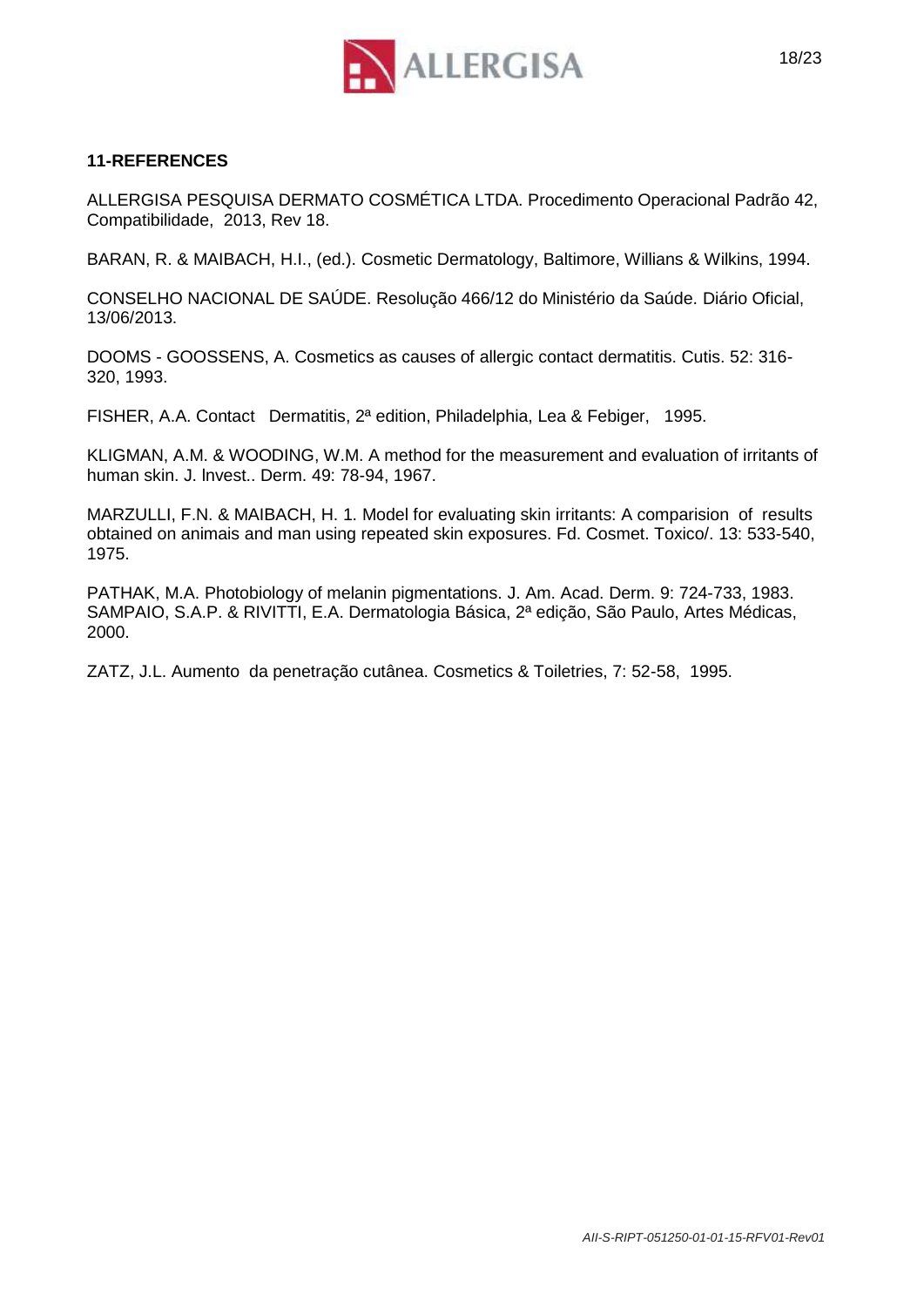## 11-REFERENCES

ALLERGISA PESQUISA DERMATO COSMÉTICA LTDA. Procedimento Operacional Padrão 42, Compatibilidade, 2013, Rev 18.

BARAN, R. & MAIBACH, H.I., (ed.). Cosmetic Dermatology, Baltimore, Willians & Wilkins, 1994.

CONSELHO NACIONAL DE SAÚDE. Resolução 466/12 do Ministério da Saúde. Diário Oficial, 13/06/2013.

DOOMS - GOOSSENS, A. Cosmetics as causes of allergic contact dermatitis. Cutis. 52: 316-320, 1993.

FISHER, A.A. Contact Dermatitis, 2ª edition, Philadelphia, Lea & Febiger, 1995.

KLIGMAN, A.M. & WOODING, W.M. A method for the measurement and evaluation of irritants of human skin. J. lnvest.. Derm. 49: 78-94, 1967.

MARZULLI, F.N. & MAIBACH, H. 1. Model for evaluating skin irritants: A comparision of results obtained on animais and man using repeated skin exposures. Fd. Cosmet. Toxico/. 13: 533-540, 1975.

PATHAK, M.A. Photobiology of melanin pigmentations. J. Am. Acad. Derm. 9: 724-733, 1983.
SAMPAIO, S.A.P. & RIVITTI, E.A. Dermatologia Básica, 2ª edição, São Paulo, Artes Médicas, 2000.

ZATZ, J.L. Aumento da penetração cutânea. Cosmetics & Toiletries, 7: 52-58, 1995.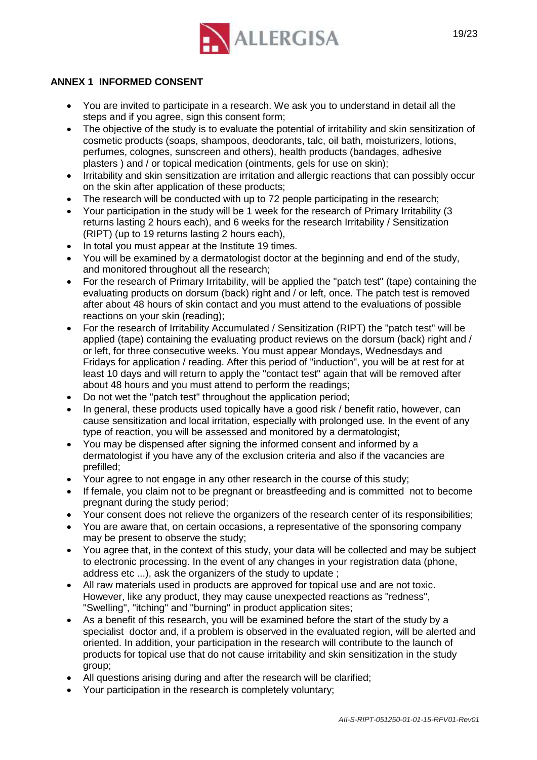## ANNEX 1 INFORMED CONSENT

- You are invited to participate in a research. We ask you to understand in detail all the steps and if you agree, sign this consent form;
- The objective of the study is to evaluate the potential of irritability and skin sensitization of cosmetic products (soaps, shampoos, deodorants, talc, oil bath, moisturizers, lotions, perfumes, colognes, sunscreen and others), health products (bandages, adhesive plasters ) and / or topical medication (ointments, gels for use on skin);
- Irritability and skin sensitization are irritation and allergic reactions that can possibly occur on the skin after application of these products;
- The research will be conducted with up to 72 people participating in the research;
- Your participation in the study will be 1 week for the research of Primary Irritability (3 returns lasting 2 hours each), and 6 weeks for the research Irritability / Sensitization (RIPT) (up to 19 returns lasting 2 hours each),
- In total you must appear at the Institute 19 times.
- You will be examined by a dermatologist doctor at the beginning and end of the study, and monitored throughout all the research;
- For the research of Primary Irritability, will be applied the "patch test" (tape) containing the evaluating products on dorsum (back) right and / or left, once. The patch test is removed after about 48 hours of skin contact and you must attend to the evaluations of possible reactions on your skin (reading);
- For the research of Irritability Accumulated / Sensitization (RIPT) the "patch test" will be applied (tape) containing the evaluating product reviews on the dorsum (back) right and / or left, for three consecutive weeks. You must appear Mondays, Wednesdays and Fridays for application / reading. After this period of "induction", you will be at rest for at least 10 days and will return to apply the "contact test" again that will be removed after about 48 hours and you must attend to perform the readings;
- Do not wet the "patch test" throughout the application period;
- In general, these products used topically have a good risk / benefit ratio, however, can cause sensitization and local irritation, especially with prolonged use. In the event of any type of reaction, you will be assessed and monitored by a dermatologist;
- You may be dispensed after signing the informed consent and informed by a dermatologist if you have any of the exclusion criteria and also if the vacancies are prefilled;
- Your agree to not engage in any other research in the course of this study;
- If female, you claim not to be pregnant or breastfeeding and is committed not to become pregnant during the study period;
- Your consent does not relieve the organizers of the research center of its responsibilities;
- You are aware that, on certain occasions, a representative of the sponsoring company may be present to observe the study;
- You agree that, in the context of this study, your data will be collected and may be subject to electronic processing. In the event of any changes in your registration data (phone, address etc ...), ask the organizers of the study to update ;
- All raw materials used in products are approved for topical use and are not toxic. However, like any product, they may cause unexpected reactions as "redness", "Swelling", "itching" and "burning" in product application sites;
- As a benefit of this research, you will be examined before the start of the study by a specialist doctor and, if a problem is observed in the evaluated region, will be alerted and oriented. In addition, your participation in the research will contribute to the launch of products for topical use that do not cause irritability and skin sensitization in the study group;
- All questions arising during and after the research will be clarified;
- Your participation in the research is completely voluntary;

*AII-S-RIPT-051250-01-01-15-RFV01-Rev01*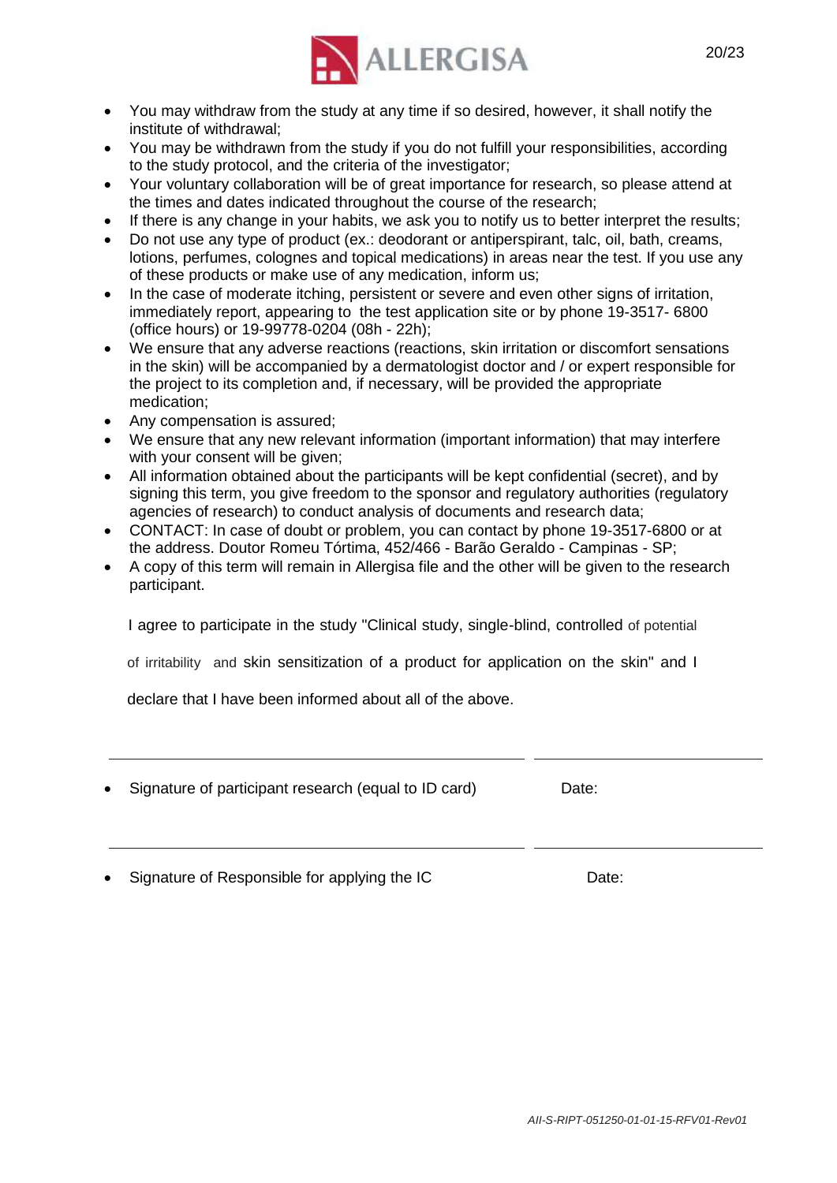- You may withdraw from the study at any time if so desired, however, it shall notify the institute of withdrawal;
- You may be withdrawn from the study if you do not fulfill your responsibilities, according to the study protocol, and the criteria of the investigator;
- Your voluntary collaboration will be of great importance for research, so please attend at the times and dates indicated throughout the course of the research;
- If there is any change in your habits, we ask you to notify us to better interpret the results;
- Do not use any type of product (ex.: deodorant or antiperspirant, talc, oil, bath, creams, lotions, perfumes, colognes and topical medications) in areas near the test. If you use any of these products or make use of any medication, inform us;
- In the case of moderate itching, persistent or severe and even other signs of irritation, immediately report, appearing to the test application site or by phone 19-3517- 6800 (office hours) or 19-99778-0204 (08h - 22h);
- We ensure that any adverse reactions (reactions, skin irritation or discomfort sensations in the skin) will be accompanied by a dermatologist doctor and / or expert responsible for the project to its completion and, if necessary, will be provided the appropriate medication;
- Any compensation is assured;
- We ensure that any new relevant information (important information) that may interfere with your consent will be given;
- All information obtained about the participants will be kept confidential (secret), and by signing this term, you give freedom to the sponsor and regulatory authorities (regulatory agencies of research) to conduct analysis of documents and research data;
- CONTACT: In case of doubt or problem, you can contact by phone 19-3517-6800 or at the address. Doutor Romeu Tórtima, 452/466 - Barão Geraldo - Campinas - SP;
- A copy of this term will remain in Allergisa file and the other will be given to the research participant.

I agree to participate in the study "Clinical study, single-blind, controlled of potential of irritability and skin sensitization of a product for application on the skin" and I declare that I have been informed about all of the above.

______________________________ ______________________

- Signature of participant research (equal to ID card) Date:

______________________________ ______________________

- Signature of Responsible for applying the IC Date:

*AII-S-RIPT-051250-01-01-15-RFV01-Rev01*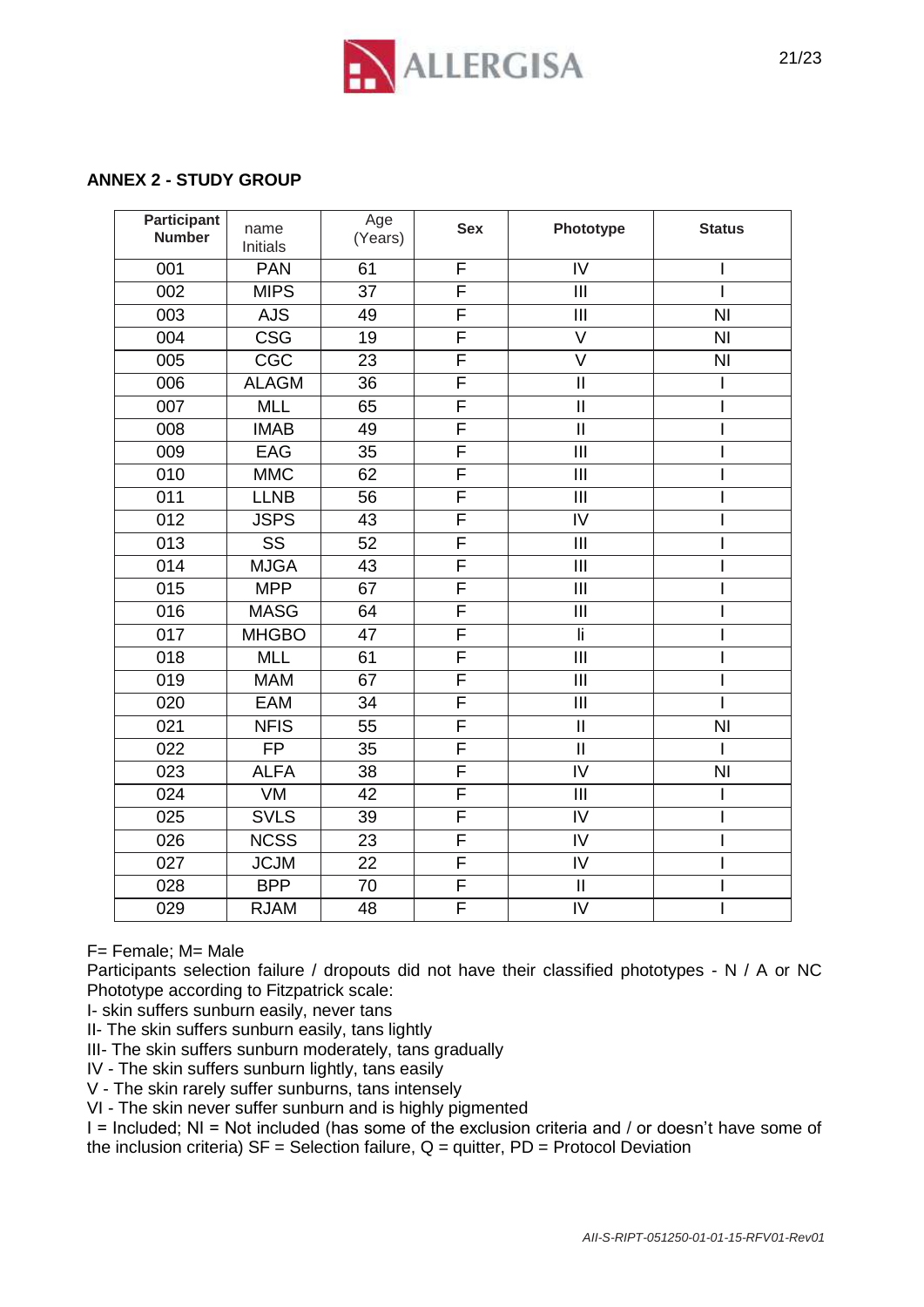**ANNEX 2 - STUDY GROUP**

| Participant Number | name Initials | Age (Years) | Sex | Phototype | Status |
|---|---|---|---|---|---|
| 001 | PAN | 61 | F | IV | I |
| 002 | MIPS | 37 | F | III | I |
| 003 | AJS | 49 | F | III | NI |
| 004 | CSG | 19 | F | V | NI |
| 005 | CGC | 23 | F | V | NI |
| 006 | ALAGM | 36 | F | II | I |
| 007 | MLL | 65 | F | II | I |
| 008 | IMAB | 49 | F | II | I |
| 009 | EAG | 35 | F | III | I |
| 010 | MMC | 62 | F | III | I |
| 011 | LLNB | 56 | F | III | I |
| 012 | JSPS | 43 | F | IV | I |
| 013 | SS | 52 | F | III | I |
| 014 | MJGA | 43 | F | III | I |
| 015 | MPP | 67 | F | III | I |
| 016 | MASG | 64 | F | III | I |
| 017 | MHGBO | 47 | F | Ii | I |
| 018 | MLL | 61 | F | III | I |
| 019 | MAM | 67 | F | III | I |
| 020 | EAM | 34 | F | III | I |
| 021 | NFIS | 55 | F | II | NI |
| 022 | FP | 35 | F | II | I |
| 023 | ALFA | 38 | F | IV | NI |
| 024 | VM | 42 | F | III | I |
| 025 | SVLS | 39 | F | IV | I |
| 026 | NCSS | 23 | F | IV | I |
| 027 | JCJM | 22 | F | IV | I |
| 028 | BPP | 70 | F | II | I |
| 029 | RJAM | 48 | F | IV | I |

F= Female; M= Male

Participants selection failure / dropouts did not have their classified phototypes - N / A or NC

Phototype according to Fitzpatrick scale:

I- skin suffers sunburn easily, never tans

II- The skin suffers sunburn easily, tans lightly

III- The skin suffers sunburn moderately, tans gradually

IV - The skin suffers sunburn lightly, tans easily

V - The skin rarely suffer sunburns, tans intensely

VI - The skin never suffer sunburn and is highly pigmented

I = Included; NI = Not included (has some of the exclusion criteria and / or doesn't have some of the inclusion criteria) SF = Selection failure, Q = quitter, PD = Protocol Deviation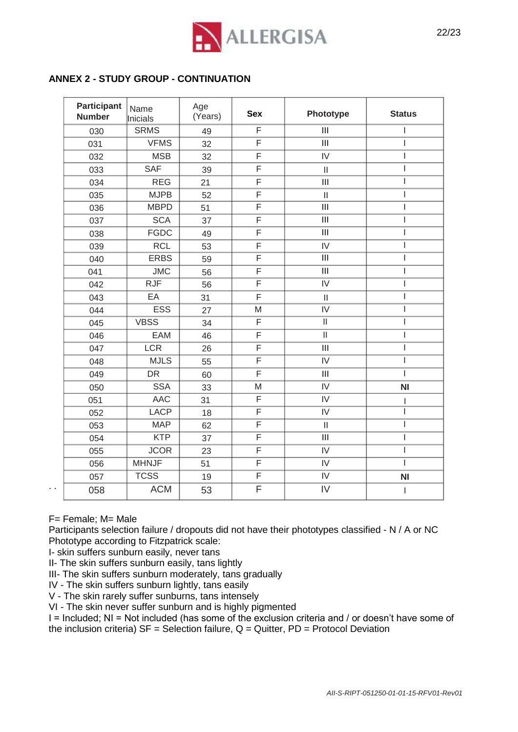## ANNEX 2 - STUDY GROUP - CONTINUATION

| Participant Number | Name Inicials | Age (Years) | Sex | Phototype | Status |
|---|---|---|---|---|---|
| 030 | SRMS | 49 | F | III | I |
| 031 | VFMS | 32 | F | III | I |
| 032 | MSB | 32 | F | IV | I |
| 033 | SAF | 39 | F | II | I |
| 034 | REG | 21 | F | III | I |
| 035 | MJPB | 52 | F | II | I |
| 036 | MBPD | 51 | F | III | I |
| 037 | SCA | 37 | F | III | I |
| 038 | FGDC | 49 | F | III | I |
| 039 | RCL | 53 | F | IV | I |
| 040 | ERBS | 59 | F | III | I |
| 041 | JMC | 56 | F | III | I |
| 042 | RJF | 56 | F | IV | I |
| 043 | EA | 31 | F | II | I |
| 044 | ESS | 27 | M | IV | I |
| 045 | VBSS | 34 | F | II | I |
| 046 | EAM | 46 | F | II | I |
| 047 | LCR | 26 | F | III | I |
| 048 | MJLS | 55 | F | IV | I |
| 049 | DR | 60 | F | III | I |
| 050 | SSA | 33 | M | IV | **NI** |
| 051 | AAC | 31 | F | IV | I |
| 052 | LACP | 18 | F | IV | I |
| 053 | MAP | 62 | F | II | I |
| 054 | KTP | 37 | F | III | I |
| 055 | JCOR | 23 | F | IV | I |
| 056 | MHNJF | 51 | F | IV | I |
| 057 | TCSS | 19 | F | IV | **NI** |
| 058 | ACM | 53 | F | IV | I |

F= Female; M= Male

Participants selection failure / dropouts did not have their phototypes classified - N / A or NC

Phototype according to Fitzpatrick scale:

I- skin suffers sunburn easily, never tans

II- The skin suffers sunburn easily, tans lightly

III- The skin suffers sunburn moderately, tans gradually

IV - The skin suffers sunburn lightly, tans easily

V - The skin rarely suffer sunburns, tans intensely

VI - The skin never suffer sunburn and is highly pigmented

I = Included; NI = Not included (has some of the exclusion criteria and / or doesn't have some of the inclusion criteria) SF = Selection failure, Q = Quitter, PD = Protocol Deviation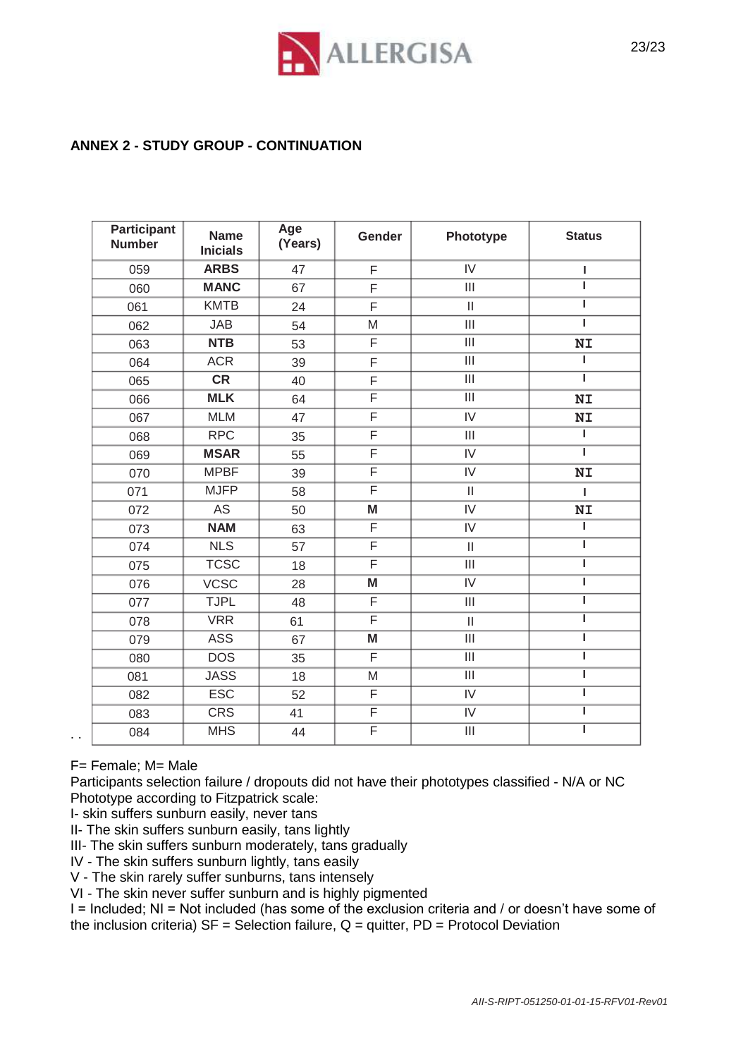## ANNEX 2 - STUDY GROUP - CONTINUATION

| Participant Number | Name Inicials | Age (Years) | Gender | Phototype | Status |
|---|---|---|---|---|---|
| 059 | **ARBS** | 47 | F | IV | I |
| 060 | **MANC** | 67 | F | III | I |
| 061 | KMTB | 24 | F | II | I |
| 062 | JAB | 54 | M | III | I |
| 063 | **NTB** | 53 | F | III | **NI** |
| 064 | ACR | 39 | F | III | I |
| 065 | **CR** | 40 | F | III | I |
| 066 | **MLK** | 64 | F | III | **NI** |
| 067 | MLM | 47 | F | IV | **NI** |
| 068 | RPC | 35 | F | III | I |
| 069 | **MSAR** | 55 | F | IV | I |
| 070 | MPBF | 39 | F | IV | **NI** |
| 071 | MJFP | 58 | F | II | I |
| 072 | AS | 50 | **M** | IV | **NI** |
| 073 | **NAM** | 63 | F | IV | I |
| 074 | NLS | 57 | F | II | I |
| 075 | TCSC | 18 | F | III | I |
| 076 | VCSC | 28 | **M** | IV | I |
| 077 | TJPL | 48 | F | III | I |
| 078 | VRR | 61 | F | II | I |
| 079 | ASS | 67 | **M** | III | I |
| 080 | DOS | 35 | F | III | I |
| 081 | JASS | 18 | M | III | I |
| 082 | ESC | 52 | F | IV | I |
| 083 | CRS | 41 | F | IV | I |
| 084 | MHS | 44 | F | III | I |

F= Female; M= Male
Participants selection failure / dropouts did not have their phototypes classified - N/A or NC
Phototype according to Fitzpatrick scale:
I- skin suffers sunburn easily, never tans
II- The skin suffers sunburn easily, tans lightly
III- The skin suffers sunburn moderately, tans gradually
IV - The skin suffers sunburn lightly, tans easily
V - The skin rarely suffer sunburns, tans intensely
VI - The skin never suffer sunburn and is highly pigmented
I = Included; NI = Not included (has some of the exclusion criteria and / or doesn't have some of the inclusion criteria) SF = Selection failure, Q = quitter, PD = Protocol Deviation